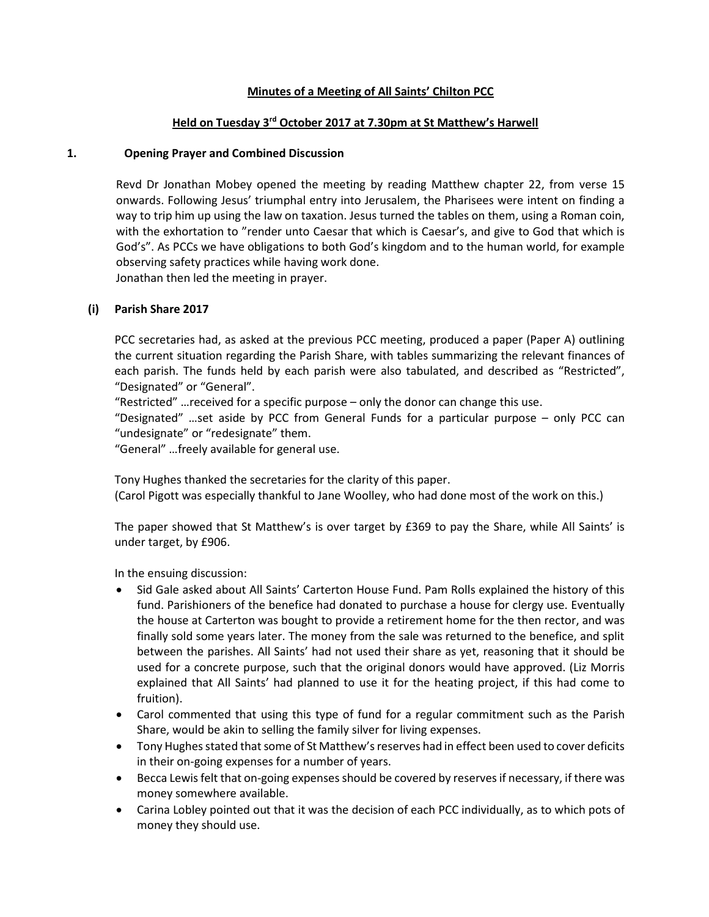# Minutes of a Meeting of All Saints' Chilton PCC

## Held on Tuesday 3rd October 2017 at 7.30pm at St Matthew's Harwell

### 1. Opening Prayer and Combined Discussion

Revd Dr Jonathan Mobey opened the meeting by reading Matthew chapter 22, from verse 15 onwards. Following Jesus' triumphal entry into Jerusalem, the Pharisees were intent on finding a way to trip him up using the law on taxation. Jesus turned the tables on them, using a Roman coin, with the exhortation to "render unto Caesar that which is Caesar's, and give to God that which is God's". As PCCs we have obligations to both God's kingdom and to the human world, for example observing safety practices while having work done.
Jonathan then led the meeting in prayer.

#### (i) Parish Share 2017

PCC secretaries had, as asked at the previous PCC meeting, produced a paper (Paper A) outlining the current situation regarding the Parish Share, with tables summarizing the relevant finances of each parish. The funds held by each parish were also tabulated, and described as "Restricted", "Designated" or "General".
"Restricted" …received for a specific purpose – only the donor can change this use.
"Designated" …set aside by PCC from General Funds for a particular purpose – only PCC can "undesignate" or "redesignate" them.
"General" …freely available for general use.

Tony Hughes thanked the secretaries for the clarity of this paper.
(Carol Pigott was especially thankful to Jane Woolley, who had done most of the work on this.)

The paper showed that St Matthew's is over target by £369 to pay the Share, while All Saints' is under target, by £906.

In the ensuing discussion:

- Sid Gale asked about All Saints' Carterton House Fund. Pam Rolls explained the history of this fund. Parishioners of the benefice had donated to purchase a house for clergy use. Eventually the house at Carterton was bought to provide a retirement home for the then rector, and was finally sold some years later. The money from the sale was returned to the benefice, and split between the parishes. All Saints' had not used their share as yet, reasoning that it should be used for a concrete purpose, such that the original donors would have approved. (Liz Morris explained that All Saints' had planned to use it for the heating project, if this had come to fruition).
- Carol commented that using this type of fund for a regular commitment such as the Parish Share, would be akin to selling the family silver for living expenses.
- Tony Hughes stated that some of St Matthew's reserves had in effect been used to cover deficits in their on-going expenses for a number of years.
- Becca Lewis felt that on-going expenses should be covered by reserves if necessary, if there was money somewhere available.
- Carina Lobley pointed out that it was the decision of each PCC individually, as to which pots of money they should use.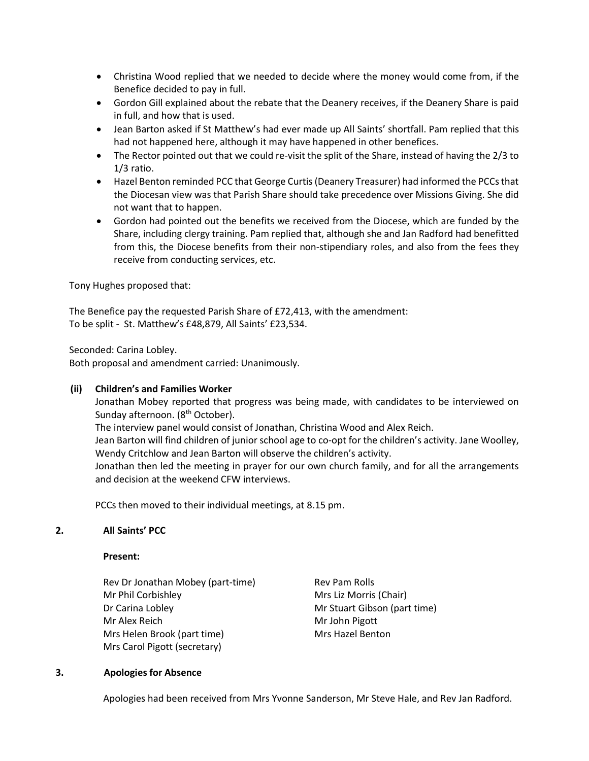- Christina Wood replied that we needed to decide where the money would come from, if the Benefice decided to pay in full.
- Gordon Gill explained about the rebate that the Deanery receives, if the Deanery Share is paid in full, and how that is used.
- Jean Barton asked if St Matthew's had ever made up All Saints' shortfall. Pam replied that this had not happened here, although it may have happened in other benefices.
- The Rector pointed out that we could re-visit the split of the Share, instead of having the 2/3 to 1/3 ratio.
- Hazel Benton reminded PCC that George Curtis (Deanery Treasurer) had informed the PCCs that the Diocesan view was that Parish Share should take precedence over Missions Giving. She did not want that to happen.
- Gordon had pointed out the benefits we received from the Diocese, which are funded by the Share, including clergy training. Pam replied that, although she and Jan Radford had benefitted from this, the Diocese benefits from their non-stipendiary roles, and also from the fees they receive from conducting services, etc.

Tony Hughes proposed that:

The Benefice pay the requested Parish Share of £72,413, with the amendment:
To be split - St. Matthew's £48,879, All Saints' £23,534.

Seconded: Carina Lobley.
Both proposal and amendment carried: Unanimously.

**(ii) Children's and Families Worker**

Jonathan Mobey reported that progress was being made, with candidates to be interviewed on Sunday afternoon. (8th October).

The interview panel would consist of Jonathan, Christina Wood and Alex Reich.

Jean Barton will find children of junior school age to co-opt for the children's activity. Jane Woolley, Wendy Critchlow and Jean Barton will observe the children's activity.

Jonathan then led the meeting in prayer for our own church family, and for all the arrangements and decision at the weekend CFW interviews.

PCCs then moved to their individual meetings, at 8.15 pm.

## 2. All Saints' PCC

**Present:**

Rev Dr Jonathan Mobey (part-time)
Mr Phil Corbishley
Dr Carina Lobley
Mr Alex Reich
Mrs Helen Brook (part time)
Mrs Carol Pigott (secretary)
Rev Pam Rolls
Mrs Liz Morris (Chair)
Mr Stuart Gibson (part time)
Mr John Pigott
Mrs Hazel Benton

## 3. Apologies for Absence

Apologies had been received from Mrs Yvonne Sanderson, Mr Steve Hale, and Rev Jan Radford.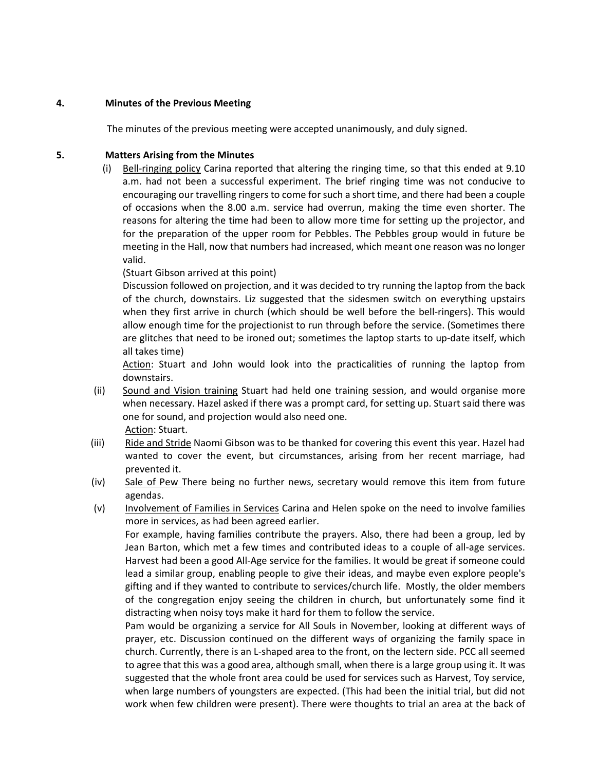## 4. Minutes of the Previous Meeting

The minutes of the previous meeting were accepted unanimously, and duly signed.

## 5. Matters Arising from the Minutes

(i) Bell-ringing policy Carina reported that altering the ringing time, so that this ended at 9.10 a.m. had not been a successful experiment. The brief ringing time was not conducive to encouraging our travelling ringers to come for such a short time, and there had been a couple of occasions when the 8.00 a.m. service had overrun, making the time even shorter. The reasons for altering the time had been to allow more time for setting up the projector, and for the preparation of the upper room for Pebbles. The Pebbles group would in future be meeting in the Hall, now that numbers had increased, which meant one reason was no longer valid.

(Stuart Gibson arrived at this point)

Discussion followed on projection, and it was decided to try running the laptop from the back of the church, downstairs. Liz suggested that the sidesmen switch on everything upstairs when they first arrive in church (which should be well before the bell-ringers). This would allow enough time for the projectionist to run through before the service. (Sometimes there are glitches that need to be ironed out; sometimes the laptop starts to up-date itself, which all takes time)

Action: Stuart and John would look into the practicalities of running the laptop from downstairs.

(ii) Sound and Vision training Stuart had held one training session, and would organise more when necessary. Hazel asked if there was a prompt card, for setting up. Stuart said there was one for sound, and projection would also need one.

Action: Stuart.

(iii) Ride and Stride Naomi Gibson was to be thanked for covering this event this year. Hazel had wanted to cover the event, but circumstances, arising from her recent marriage, had prevented it.

(iv) Sale of Pew There being no further news, secretary would remove this item from future agendas.

(v) Involvement of Families in Services Carina and Helen spoke on the need to involve families more in services, as had been agreed earlier.

For example, having families contribute the prayers. Also, there had been a group, led by Jean Barton, which met a few times and contributed ideas to a couple of all-age services. Harvest had been a good All-Age service for the families. It would be great if someone could lead a similar group, enabling people to give their ideas, and maybe even explore people's gifting and if they wanted to contribute to services/church life. Mostly, the older members of the congregation enjoy seeing the children in church, but unfortunately some find it distracting when noisy toys make it hard for them to follow the service.

Pam would be organizing a service for All Souls in November, looking at different ways of prayer, etc. Discussion continued on the different ways of organizing the family space in church. Currently, there is an L-shaped area to the front, on the lectern side. PCC all seemed to agree that this was a good area, although small, when there is a large group using it. It was suggested that the whole front area could be used for services such as Harvest, Toy service, when large numbers of youngsters are expected. (This had been the initial trial, but did not work when few children were present). There were thoughts to trial an area at the back of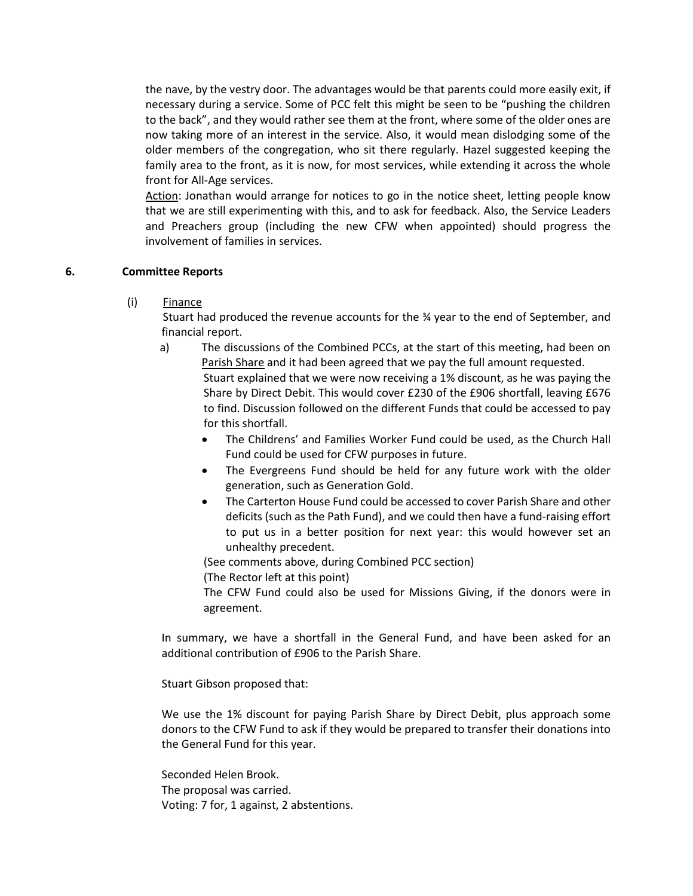the nave, by the vestry door. The advantages would be that parents could more easily exit, if necessary during a service. Some of PCC felt this might be seen to be "pushing the children to the back", and they would rather see them at the front, where some of the older ones are now taking more of an interest in the service. Also, it would mean dislodging some of the older members of the congregation, who sit there regularly. Hazel suggested keeping the family area to the front, as it is now, for most services, while extending it across the whole front for All-Age services.

<u>Action</u>: Jonathan would arrange for notices to go in the notice sheet, letting people know that we are still experimenting with this, and to ask for feedback. Also, the Service Leaders and Preachers group (including the new CFW when appointed) should progress the involvement of families in services.

**6. Committee Reports**

(i) <u>Finance</u>

Stuart had produced the revenue accounts for the ¾ year to the end of September, and financial report.

a) The discussions of the Combined PCCs, at the start of this meeting, had been on <u>Parish Share</u> and it had been agreed that we pay the full amount requested.
Stuart explained that we were now receiving a 1% discount, as he was paying the Share by Direct Debit. This would cover £230 of the £906 shortfall, leaving £676 to find. Discussion followed on the different Funds that could be accessed to pay for this shortfall.

- The Childrens' and Families Worker Fund could be used, as the Church Hall Fund could be used for CFW purposes in future.
- The Evergreens Fund should be held for any future work with the older generation, such as Generation Gold.
- The Carterton House Fund could be accessed to cover Parish Share and other deficits (such as the Path Fund), and we could then have a fund-raising effort to put us in a better position for next year: this would however set an unhealthy precedent.

(See comments above, during Combined PCC section)
(The Rector left at this point)
The CFW Fund could also be used for Missions Giving, if the donors were in agreement.

In summary, we have a shortfall in the General Fund, and have been asked for an additional contribution of £906 to the Parish Share.

Stuart Gibson proposed that:

We use the 1% discount for paying Parish Share by Direct Debit, plus approach some donors to the CFW Fund to ask if they would be prepared to transfer their donations into the General Fund for this year.

Seconded Helen Brook.
The proposal was carried.
Voting: 7 for, 1 against, 2 abstentions.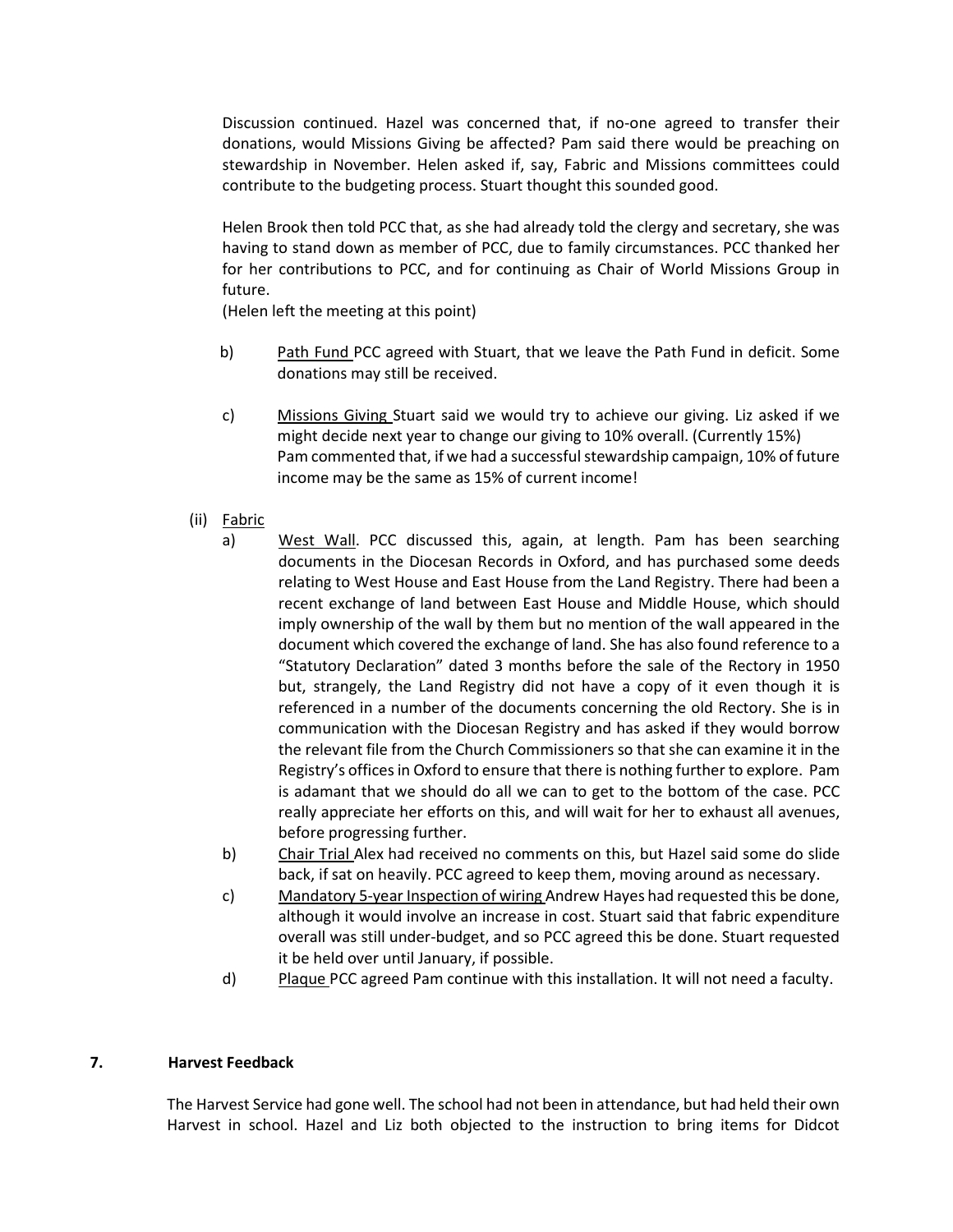Discussion continued. Hazel was concerned that, if no-one agreed to transfer their donations, would Missions Giving be affected? Pam said there would be preaching on stewardship in November. Helen asked if, say, Fabric and Missions committees could contribute to the budgeting process. Stuart thought this sounded good.

Helen Brook then told PCC that, as she had already told the clergy and secretary, she was having to stand down as member of PCC, due to family circumstances. PCC thanked her for her contributions to PCC, and for continuing as Chair of World Missions Group in future.

(Helen left the meeting at this point)

b) Path Fund PCC agreed with Stuart, that we leave the Path Fund in deficit. Some donations may still be received.

c) Missions Giving Stuart said we would try to achieve our giving. Liz asked if we might decide next year to change our giving to 10% overall. (Currently 15%) Pam commented that, if we had a successful stewardship campaign, 10% of future income may be the same as 15% of current income!

(ii) Fabric

a) West Wall. PCC discussed this, again, at length. Pam has been searching documents in the Diocesan Records in Oxford, and has purchased some deeds relating to West House and East House from the Land Registry. There had been a recent exchange of land between East House and Middle House, which should imply ownership of the wall by them but no mention of the wall appeared in the document which covered the exchange of land. She has also found reference to a "Statutory Declaration" dated 3 months before the sale of the Rectory in 1950 but, strangely, the Land Registry did not have a copy of it even though it is referenced in a number of the documents concerning the old Rectory. She is in communication with the Diocesan Registry and has asked if they would borrow the relevant file from the Church Commissioners so that she can examine it in the Registry's offices in Oxford to ensure that there is nothing further to explore. Pam is adamant that we should do all we can to get to the bottom of the case. PCC really appreciate her efforts on this, and will wait for her to exhaust all avenues, before progressing further.

b) Chair Trial Alex had received no comments on this, but Hazel said some do slide back, if sat on heavily. PCC agreed to keep them, moving around as necessary.

c) Mandatory 5-year Inspection of wiring Andrew Hayes had requested this be done, although it would involve an increase in cost. Stuart said that fabric expenditure overall was still under-budget, and so PCC agreed this be done. Stuart requested it be held over until January, if possible.

d) Plaque PCC agreed Pam continue with this installation. It will not need a faculty.

## 7. Harvest Feedback

The Harvest Service had gone well. The school had not been in attendance, but had held their own Harvest in school. Hazel and Liz both objected to the instruction to bring items for Didcot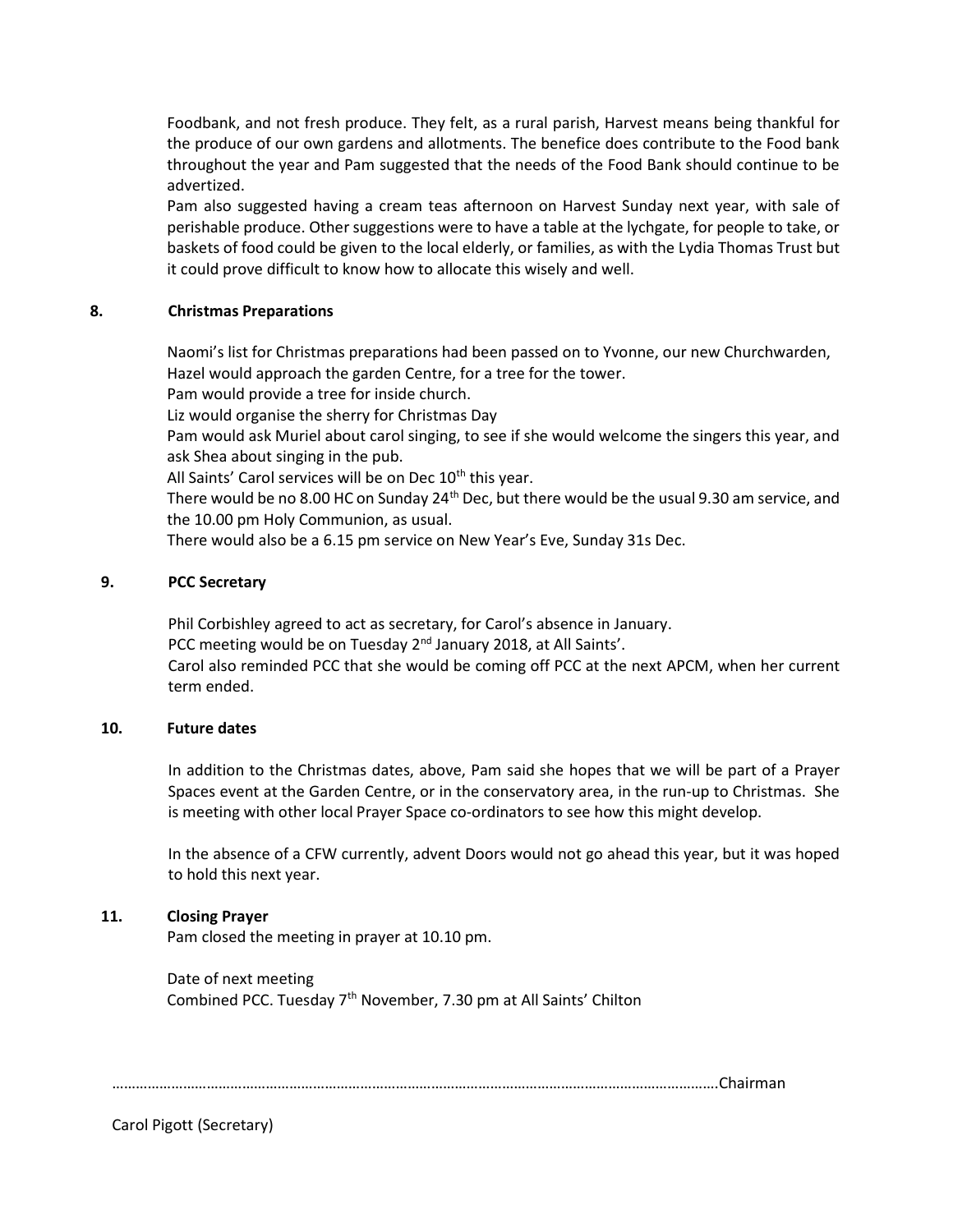Foodbank, and not fresh produce. They felt, as a rural parish, Harvest means being thankful for the produce of our own gardens and allotments. The benefice does contribute to the Food bank throughout the year and Pam suggested that the needs of the Food Bank should continue to be advertized.

Pam also suggested having a cream teas afternoon on Harvest Sunday next year, with sale of perishable produce. Other suggestions were to have a table at the lychgate, for people to take, or baskets of food could be given to the local elderly, or families, as with the Lydia Thomas Trust but it could prove difficult to know how to allocate this wisely and well.

**8. Christmas Preparations**

Naomi's list for Christmas preparations had been passed on to Yvonne, our new Churchwarden, Hazel would approach the garden Centre, for a tree for the tower.

Pam would provide a tree for inside church.

Liz would organise the sherry for Christmas Day

Pam would ask Muriel about carol singing, to see if she would welcome the singers this year, and ask Shea about singing in the pub.

All Saints' Carol services will be on Dec 10th this year.

There would be no 8.00 HC on Sunday 24th Dec, but there would be the usual 9.30 am service, and the 10.00 pm Holy Communion, as usual.

There would also be a 6.15 pm service on New Year's Eve, Sunday 31s Dec.

**9. PCC Secretary**

Phil Corbishley agreed to act as secretary, for Carol's absence in January.

PCC meeting would be on Tuesday 2nd January 2018, at All Saints'.

Carol also reminded PCC that she would be coming off PCC at the next APCM, when her current term ended.

**10. Future dates**

In addition to the Christmas dates, above, Pam said she hopes that we will be part of a Prayer Spaces event at the Garden Centre, or in the conservatory area, in the run-up to Christmas. She is meeting with other local Prayer Space co-ordinators to see how this might develop.

In the absence of a CFW currently, advent Doors would not go ahead this year, but it was hoped to hold this next year.

**11. Closing Prayer**

Pam closed the meeting in prayer at 10.10 pm.

Date of next meeting

Combined PCC. Tuesday 7th November, 7.30 pm at All Saints' Chilton

……………………………………………………………………………………………………………………………….Chairman

Carol Pigott (Secretary)